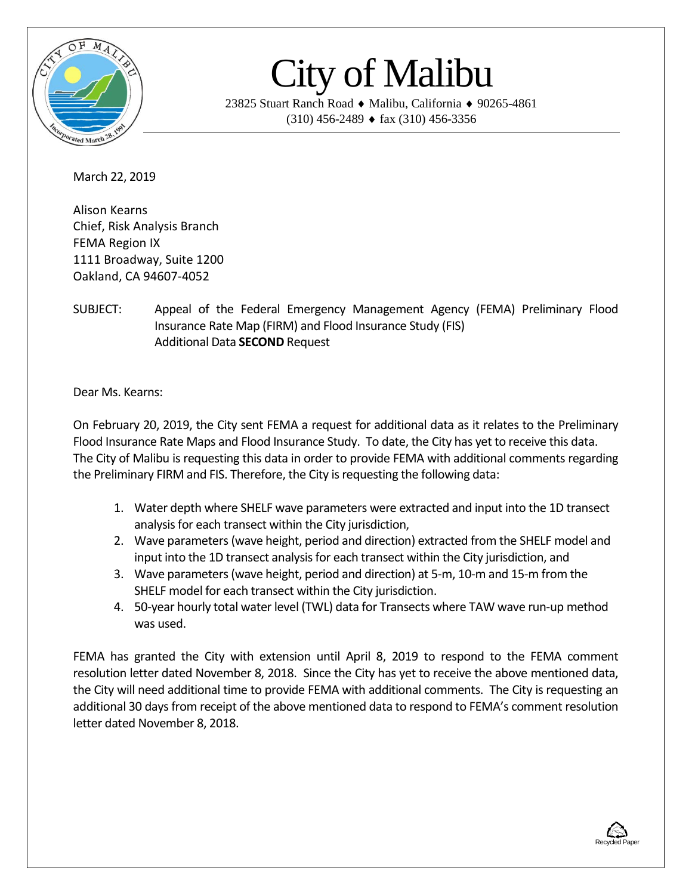# City of Malibu

23825 Stuart Ranch Road ♦ Malibu, California ♦ 90265-4861
(310) 456-2489 ♦ fax (310) 456-3356

March 22, 2019

Alison Kearns
Chief, Risk Analysis Branch
FEMA Region IX
1111 Broadway, Suite 1200
Oakland, CA 94607-4052

SUBJECT: Appeal of the Federal Emergency Management Agency (FEMA) Preliminary Flood Insurance Rate Map (FIRM) and Flood Insurance Study (FIS)
Additional Data **SECOND** Request

Dear Ms. Kearns:

On February 20, 2019, the City sent FEMA a request for additional data as it relates to the Preliminary Flood Insurance Rate Maps and Flood Insurance Study. To date, the City has yet to receive this data. The City of Malibu is requesting this data in order to provide FEMA with additional comments regarding the Preliminary FIRM and FIS. Therefore, the City is requesting the following data:

1. Water depth where SHELF wave parameters were extracted and input into the 1D transect analysis for each transect within the City jurisdiction,
2. Wave parameters (wave height, period and direction) extracted from the SHELF model and input into the 1D transect analysis for each transect within the City jurisdiction, and
3. Wave parameters (wave height, period and direction) at 5-m, 10-m and 15-m from the SHELF model for each transect within the City jurisdiction.
4. 50-year hourly total water level (TWL) data for Transects where TAW wave run-up method was used.

FEMA has granted the City with extension until April 8, 2019 to respond to the FEMA comment resolution letter dated November 8, 2018. Since the City has yet to receive the above mentioned data, the City will need additional time to provide FEMA with additional comments. The City is requesting an additional 30 days from receipt of the above mentioned data to respond to FEMA's comment resolution letter dated November 8, 2018.

Recycled Paper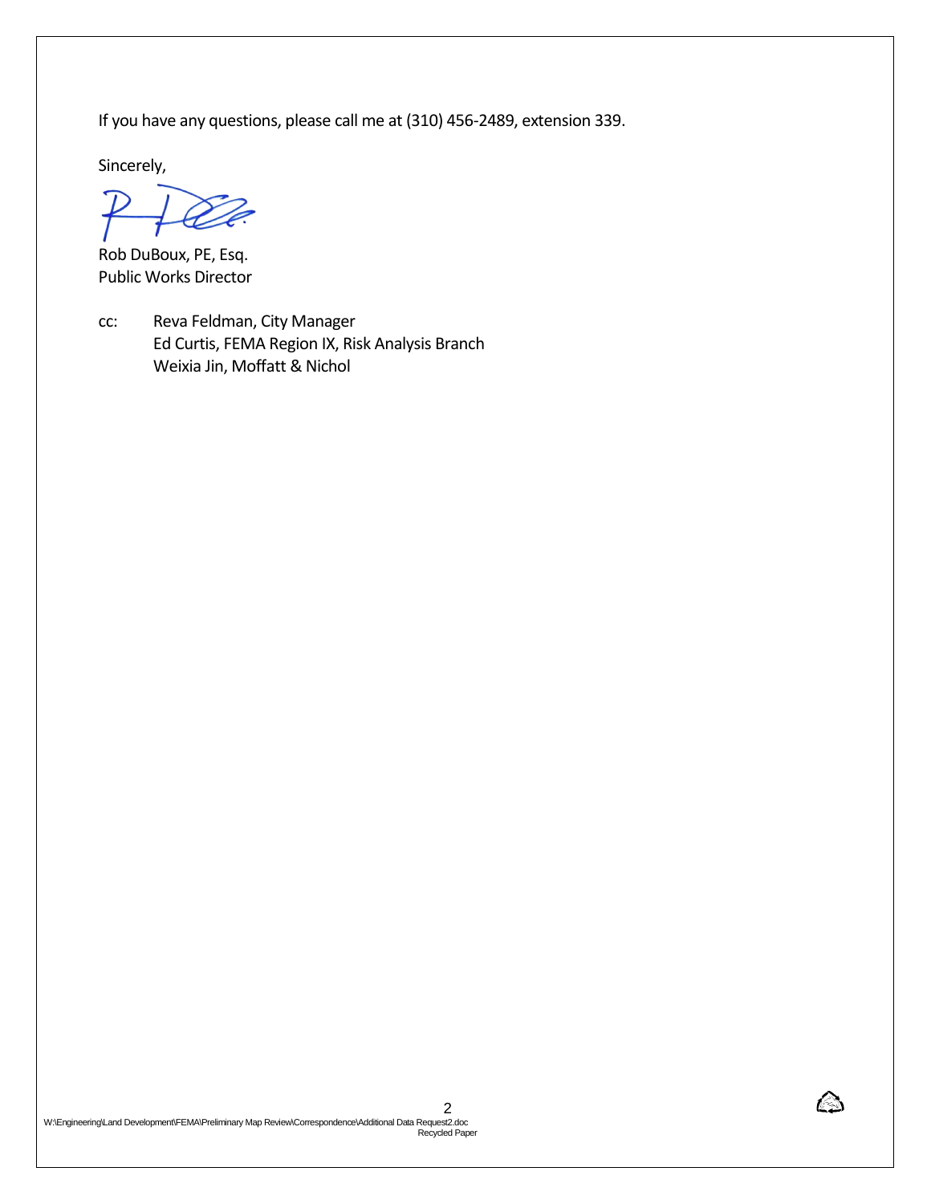If you have any questions, please call me at (310) 456-2489, extension 339.

Sincerely,

Rob DuBoux, PE, Esq.
Public Works Director

cc: Reva Feldman, City Manager
Ed Curtis, FEMA Region IX, Risk Analysis Branch
Weixia Jin, Moffatt & Nichol

W:\Engineering\Land Development\FEMA\Preliminary Map Review\Correspondence\Additional Data Request2.doc
Recycled Paper